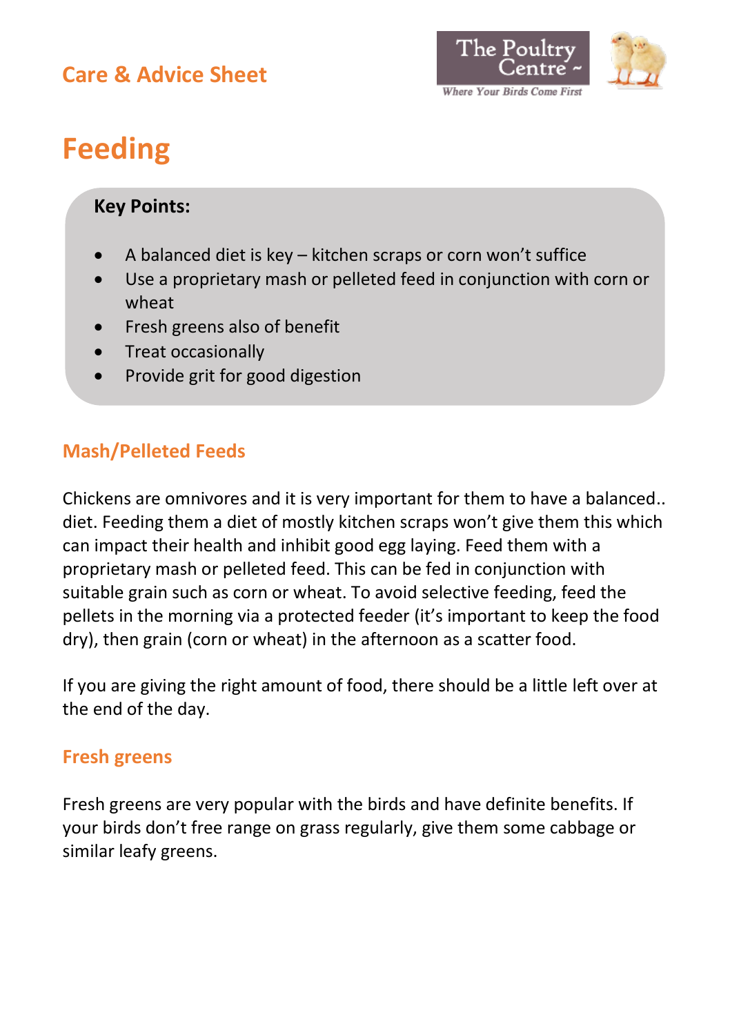## Care & Advice Sheet

The Poultry Centre ~ *Where Your Birds Come First*

# Feeding

**Key Points:**

- A balanced diet is key – kitchen scraps or corn won't suffice
- Use a proprietary mash or pelleted feed in conjunction with corn or wheat
- Fresh greens also of benefit
- Treat occasionally
- Provide grit for good digestion

### Mash/Pelleted Feeds

Chickens are omnivores and it is very important for them to have a balanced.. diet. Feeding them a diet of mostly kitchen scraps won't give them this which can impact their health and inhibit good egg laying. Feed them with a proprietary mash or pelleted feed. This can be fed in conjunction with suitable grain such as corn or wheat. To avoid selective feeding, feed the pellets in the morning via a protected feeder (it's important to keep the food dry), then grain (corn or wheat) in the afternoon as a scatter food.

If you are giving the right amount of food, there should be a little left over at the end of the day.

### Fresh greens

Fresh greens are very popular with the birds and have definite benefits. If your birds don't free range on grass regularly, give them some cabbage or similar leafy greens.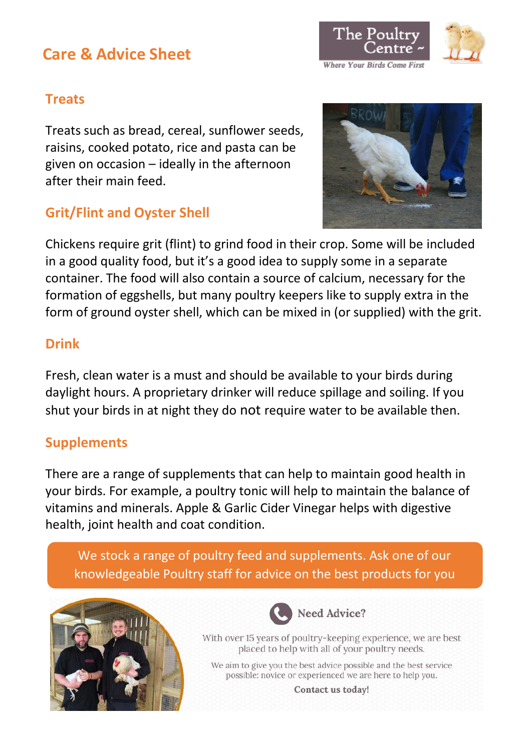# Care & Advice Sheet

The Poultry Centre
*Where Your Birds Come First*

## Treats

Treats such as bread, cereal, sunflower seeds, raisins, cooked potato, rice and pasta can be given on occasion – ideally in the afternoon after their main feed.

## Grit/Flint and Oyster Shell

Chickens require grit (flint) to grind food in their crop. Some will be included in a good quality food, but it's a good idea to supply some in a separate container. The food will also contain a source of calcium, necessary for the formation of eggshells, but many poultry keepers like to supply extra in the form of ground oyster shell, which can be mixed in (or supplied) with the grit.

## Drink

Fresh, clean water is a must and should be available to your birds during daylight hours. A proprietary drinker will reduce spillage and soiling. If you shut your birds in at night they do not require water to be available then.

## Supplements

There are a range of supplements that can help to maintain good health in your birds. For example, a poultry tonic will help to maintain the balance of vitamins and minerals. Apple & Garlic Cider Vinegar helps with digestive health, joint health and coat condition.

We stock a range of poultry feed and supplements. Ask one of our knowledgeable Poultry staff for advice on the best products for you

### Need Advice?

With over 15 years of poultry-keeping experience, we are best placed to help with all of your poultry needs.

We aim to give you the best advice possible and the best service possible: novice or experienced we are here to help you.

**Contact us today!**